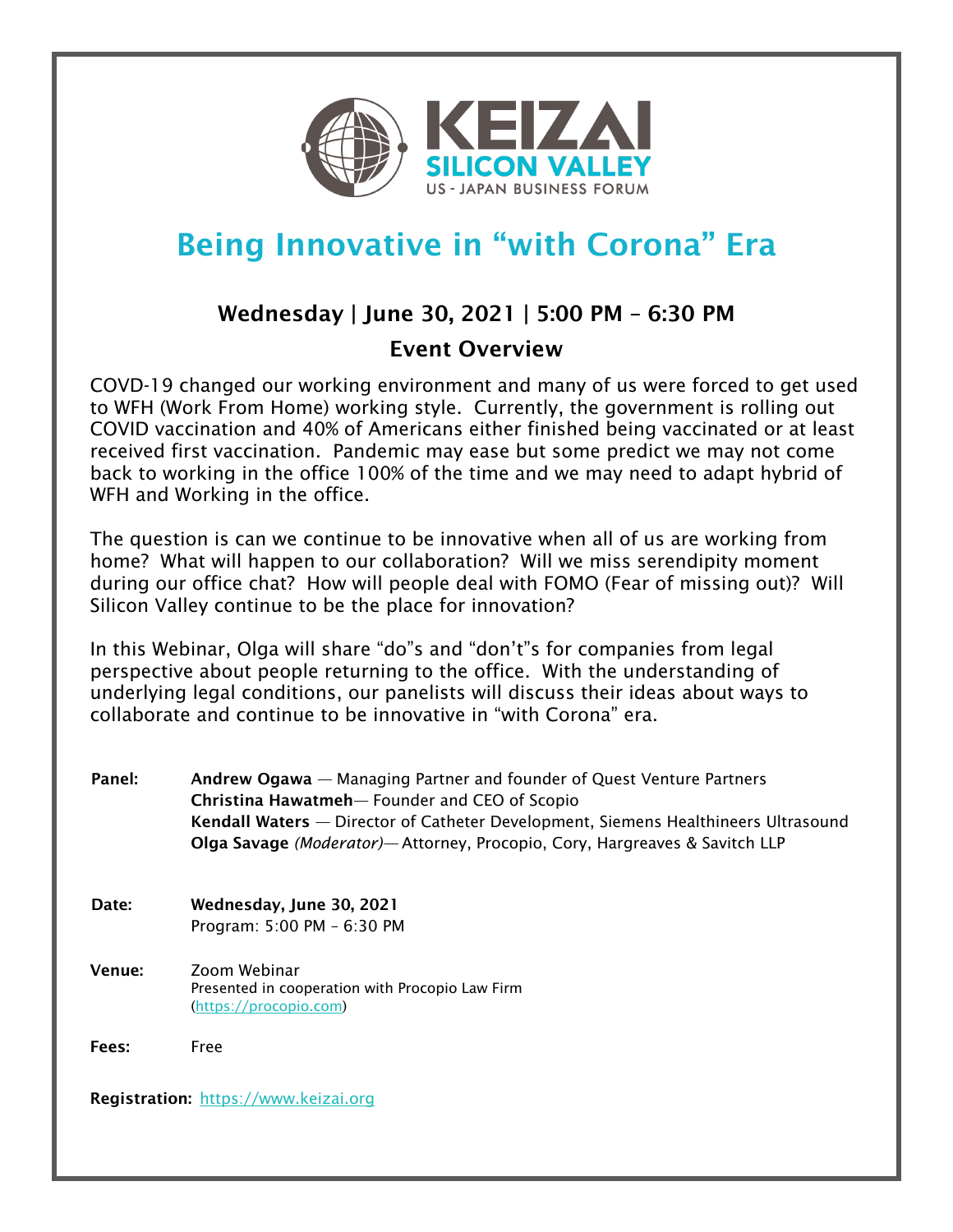KEIZAI
SILICON VALLEY
US - JAPAN BUSINESS FORUM

# Being Innovative in “with Corona” Era

## Wednesday | June 30, 2021 | 5:00 PM – 6:30 PM

## Event Overview

COVD-19 changed our working environment and many of us were forced to get used to WFH (Work From Home) working style. Currently, the government is rolling out COVID vaccination and 40% of Americans either finished being vaccinated or at least received first vaccination. Pandemic may ease but some predict we may not come back to working in the office 100% of the time and we may need to adapt hybrid of WFH and Working in the office.

The question is can we continue to be innovative when all of us are working from home? What will happen to our collaboration? Will we miss serendipity moment during our office chat? How will people deal with FOMO (Fear of missing out)? Will Silicon Valley continue to be the place for innovation?

In this Webinar, Olga will share “do”s and “don’t”s for companies from legal perspective about people returning to the office. With the understanding of underlying legal conditions, our panelists will discuss their ideas about ways to collaborate and continue to be innovative in “with Corona” era.

**Panel:**
**Andrew Ogawa** — Managing Partner and founder of Quest Venture Partners
**Christina Hawatmeh**— Founder and CEO of Scopio
**Kendall Waters** — Director of Catheter Development, Siemens Healthineers Ultrasound
**Olga Savage** *(Moderator)*— Attorney, Procopio, Cory, Hargreaves & Savitch LLP

**Date:** **Wednesday, June 30, 2021**
Program: 5:00 PM – 6:30 PM

**Venue:** Zoom Webinar
Presented in cooperation with Procopio Law Firm
(https://procopio.com)

**Fees:** Free

**Registration:** https://www.keizai.org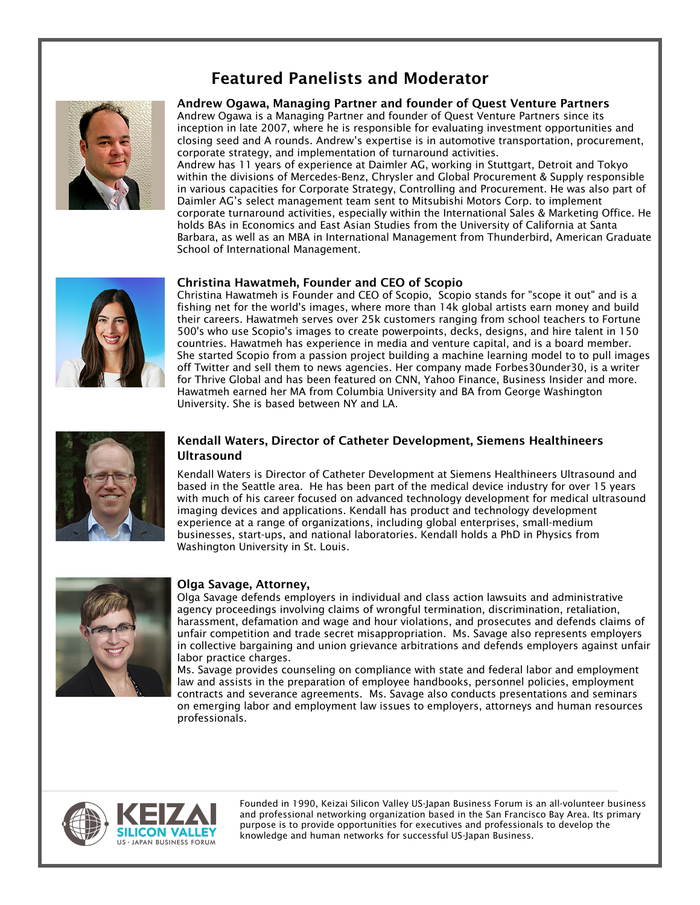# Featured Panelists and Moderator

### Andrew Ogawa, Managing Partner and founder of Quest Venture Partners

Andrew Ogawa is a Managing Partner and founder of Quest Venture Partners since its inception in late 2007, where he is responsible for evaluating investment opportunities and closing seed and A rounds. Andrew's expertise is in automotive transportation, procurement, corporate strategy, and implementation of turnaround activities.

Andrew has 11 years of experience at Daimler AG, working in Stuttgart, Detroit and Tokyo within the divisions of Mercedes-Benz, Chrysler and Global Procurement & Supply responsible in various capacities for Corporate Strategy, Controlling and Procurement. He was also part of Daimler AG's select management team sent to Mitsubishi Motors Corp. to implement corporate turnaround activities, especially within the International Sales & Marketing Office. He holds BAs in Economics and East Asian Studies from the University of California at Santa Barbara, as well as an MBA in International Management from Thunderbird, American Graduate School of International Management.

### Christina Hawatmeh, Founder and CEO of Scopio

Christina Hawatmeh is Founder and CEO of Scopio, Scopio stands for "scope it out" and is a fishing net for the world's images, where more than 14k global artists earn money and build their careers. Hawatmeh serves over 25k customers ranging from school teachers to Fortune 500's who use Scopio's images to create powerpoints, decks, designs, and hire talent in 150 countries. Hawatmeh has experience in media and venture capital, and is a board member. She started Scopio from a passion project building a machine learning model to to pull images off Twitter and sell them to news agencies. Her company made Forbes30under30, is a writer for Thrive Global and has been featured on CNN, Yahoo Finance, Business Insider and more. Hawatmeh earned her MA from Columbia University and BA from George Washington University. She is based between NY and LA.

### Kendall Waters, Director of Catheter Development, Siemens Healthineers Ultrasound

Kendall Waters is Director of Catheter Development at Siemens Healthineers Ultrasound and based in the Seattle area. He has been part of the medical device industry for over 15 years with much of his career focused on advanced technology development for medical ultrasound imaging devices and applications. Kendall has product and technology development experience at a range of organizations, including global enterprises, small-medium businesses, start-ups, and national laboratories. Kendall holds a PhD in Physics from Washington University in St. Louis.

### Olga Savage, Attorney,

Olga Savage defends employers in individual and class action lawsuits and administrative agency proceedings involving claims of wrongful termination, discrimination, retaliation, harassment, defamation and wage and hour violations, and prosecutes and defends claims of unfair competition and trade secret misappropriation. Ms. Savage also represents employers in collective bargaining and union grievance arbitrations and defends employers against unfair labor practice charges.

Ms. Savage provides counseling on compliance with state and federal labor and employment law and assists in the preparation of employee handbooks, personnel policies, employment contracts and severance agreements. Ms. Savage also conducts presentations and seminars on emerging labor and employment law issues to employers, attorneys and human resources professionals.

---

KEIZAI SILICON VALLEY US - JAPAN BUSINESS FORUM

Founded in 1990, Keizai Silicon Valley US-Japan Business Forum is an all-volunteer business and professional networking organization based in the San Francisco Bay Area. Its primary purpose is to provide opportunities for executives and professionals to develop the knowledge and human networks for successful US-Japan Business.